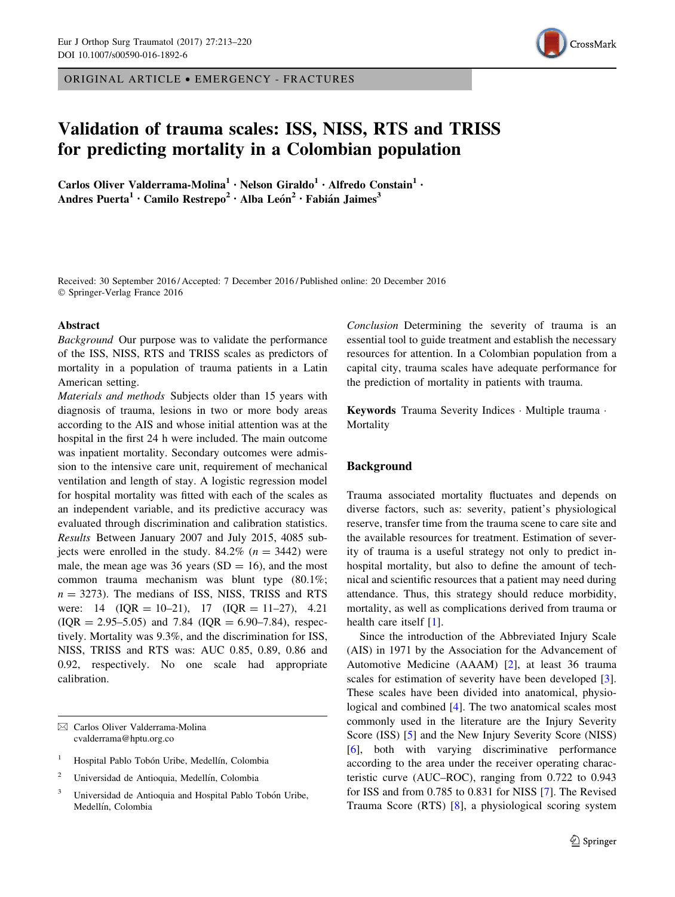ORIGINAL ARTICLE • EMERGENCY - FRACTURES

# Validation of trauma scales: ISS, NISS, RTS and TRISS for predicting mortality in a Colombian population

**Carlos Oliver Valderrama-Molina[1] · Nelson Giraldo[1] · Alfredo Constain[1] · Andres Puerta[1] · Camilo Restrepo[2] · Alba León[2] · Fabián Jaimes[3]**

Received: 30 September 2016 / Accepted: 7 December 2016 / Published online: 20 December 2016
© Springer-Verlag France 2016

## Abstract

*Background* Our purpose was to validate the performance of the ISS, NISS, RTS and TRISS scales as predictors of mortality in a population of trauma patients in a Latin American setting.

*Materials and methods* Subjects older than 15 years with diagnosis of trauma, lesions in two or more body areas according to the AIS and whose initial attention was at the hospital in the first 24 h were included. The main outcome was inpatient mortality. Secondary outcomes were admission to the intensive care unit, requirement of mechanical ventilation and length of stay. A logistic regression model for hospital mortality was fitted with each of the scales as an independent variable, and its predictive accuracy was evaluated through discrimination and calibration statistics.

*Results* Between January 2007 and July 2015, 4085 subjects were enrolled in the study. 84.2% ($n = 3442$) were male, the mean age was 36 years (SD = 16), and the most common trauma mechanism was blunt type (80.1%; $n = 3273$). The medians of ISS, NISS, TRISS and RTS were: 14 (IQR = 10–21), 17 (IQR = 11–27), 4.21 (IQR = 2.95–5.05) and 7.84 (IQR = 6.90–7.84), respectively. Mortality was 9.3%, and the discrimination for ISS, NISS, TRISS and RTS was: AUC 0.85, 0.89, 0.86 and 0.92, respectively. No one scale had appropriate calibration.

*Conclusion* Determining the severity of trauma is an essential tool to guide treatment and establish the necessary resources for attention. In a Colombian population from a capital city, trauma scales have adequate performance for the prediction of mortality in patients with trauma.

**Keywords** Trauma Severity Indices · Multiple trauma · Mortality

✉ Carlos Oliver Valderrama-Molina
cvalderrama@hptu.org.co

[1] Hospital Pablo Tobón Uribe, Medellín, Colombia

[2] Universidad de Antioquia, Medellín, Colombia

[3] Universidad de Antioquia and Hospital Pablo Tobón Uribe, Medellín, Colombia

## Background

Trauma associated mortality fluctuates and depends on diverse factors, such as: severity, patient's physiological reserve, transfer time from the trauma scene to care site and the available resources for treatment. Estimation of severity of trauma is a useful strategy not only to predict in-hospital mortality, but also to define the amount of technical and scientific resources that a patient may need during attendance. Thus, this strategy should reduce morbidity, mortality, as well as complications derived from trauma or health care itself [1].

Since the introduction of the Abbreviated Injury Scale (AIS) in 1971 by the Association for the Advancement of Automotive Medicine (AAAM) [2], at least 36 trauma scales for estimation of severity have been developed [3]. These scales have been divided into anatomical, physiological and combined [4]. The two anatomical scales most commonly used in the literature are the Injury Severity Score (ISS) [5] and the New Injury Severity Score (NISS) [6], both with varying discriminative performance according to the area under the receiver operating characteristic curve (AUC–ROC), ranging from 0.722 to 0.943 for ISS and from 0.785 to 0.831 for NISS [7]. The Revised Trauma Score (RTS) [8], a physiological scoring system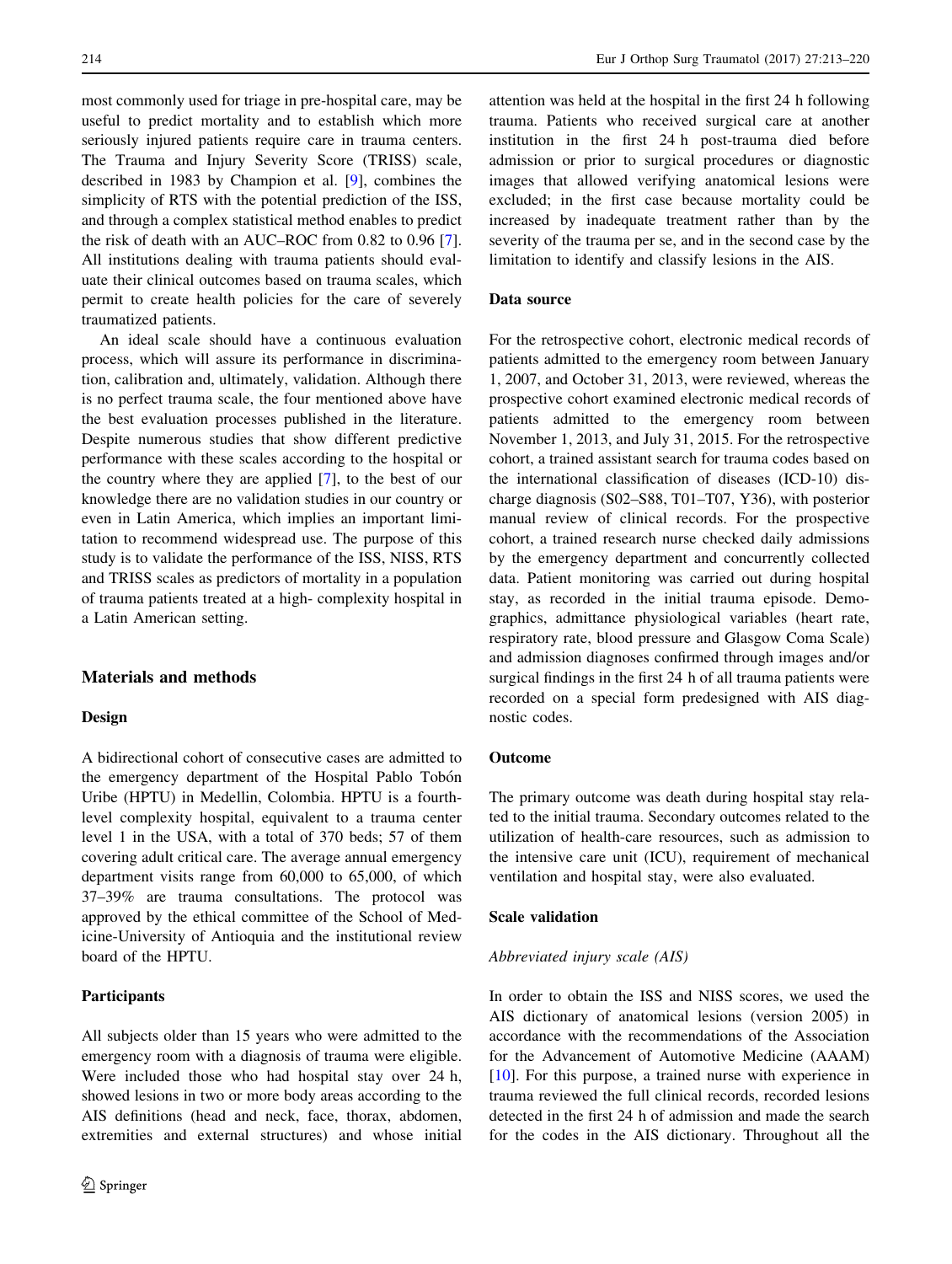most commonly used for triage in pre-hospital care, may be useful to predict mortality and to establish which more seriously injured patients require care in trauma centers. The Trauma and Injury Severity Score (TRISS) scale, described in 1983 by Champion et al. [9], combines the simplicity of RTS with the potential prediction of the ISS, and through a complex statistical method enables to predict the risk of death with an AUC–ROC from 0.82 to 0.96 [7]. All institutions dealing with trauma patients should evaluate their clinical outcomes based on trauma scales, which permit to create health policies for the care of severely traumatized patients.

An ideal scale should have a continuous evaluation process, which will assure its performance in discrimination, calibration and, ultimately, validation. Although there is no perfect trauma scale, the four mentioned above have the best evaluation processes published in the literature. Despite numerous studies that show different predictive performance with these scales according to the hospital or the country where they are applied [7], to the best of our knowledge there are no validation studies in our country or even in Latin America, which implies an important limitation to recommend widespread use. The purpose of this study is to validate the performance of the ISS, NISS, RTS and TRISS scales as predictors of mortality in a population of trauma patients treated at a high- complexity hospital in a Latin American setting.

## Materials and methods

### Design

A bidirectional cohort of consecutive cases are admitted to the emergency department of the Hospital Pablo Tobón Uribe (HPTU) in Medellin, Colombia. HPTU is a fourth-level complexity hospital, equivalent to a trauma center level 1 in the USA, with a total of 370 beds; 57 of them covering adult critical care. The average annual emergency department visits range from 60,000 to 65,000, of which 37–39% are trauma consultations. The protocol was approved by the ethical committee of the School of Medicine-University of Antioquia and the institutional review board of the HPTU.

### Participants

All subjects older than 15 years who were admitted to the emergency room with a diagnosis of trauma were eligible. Were included those who had hospital stay over 24 h, showed lesions in two or more body areas according to the AIS definitions (head and neck, face, thorax, abdomen, extremities and external structures) and whose initial attention was held at the hospital in the first 24 h following trauma. Patients who received surgical care at another institution in the first 24 h post-trauma died before admission or prior to surgical procedures or diagnostic images that allowed verifying anatomical lesions were excluded; in the first case because mortality could be increased by inadequate treatment rather than by the severity of the trauma per se, and in the second case by the limitation to identify and classify lesions in the AIS.

### Data source

For the retrospective cohort, electronic medical records of patients admitted to the emergency room between January 1, 2007, and October 31, 2013, were reviewed, whereas the prospective cohort examined electronic medical records of patients admitted to the emergency room between November 1, 2013, and July 31, 2015. For the retrospective cohort, a trained assistant search for trauma codes based on the international classification of diseases (ICD-10) discharge diagnosis (S02–S88, T01–T07, Y36), with posterior manual review of clinical records. For the prospective cohort, a trained research nurse checked daily admissions by the emergency department and concurrently collected data. Patient monitoring was carried out during hospital stay, as recorded in the initial trauma episode. Demographics, admittance physiological variables (heart rate, respiratory rate, blood pressure and Glasgow Coma Scale) and admission diagnoses confirmed through images and/or surgical findings in the first 24 h of all trauma patients were recorded on a special form predesigned with AIS diagnostic codes.

### Outcome

The primary outcome was death during hospital stay related to the initial trauma. Secondary outcomes related to the utilization of health-care resources, such as admission to the intensive care unit (ICU), requirement of mechanical ventilation and hospital stay, were also evaluated.

### Scale validation

#### *Abbreviated injury scale (AIS)*

In order to obtain the ISS and NISS scores, we used the AIS dictionary of anatomical lesions (version 2005) in accordance with the recommendations of the Association for the Advancement of Automotive Medicine (AAAM) [10]. For this purpose, a trained nurse with experience in trauma reviewed the full clinical records, recorded lesions detected in the first 24 h of admission and made the search for the codes in the AIS dictionary. Throughout all the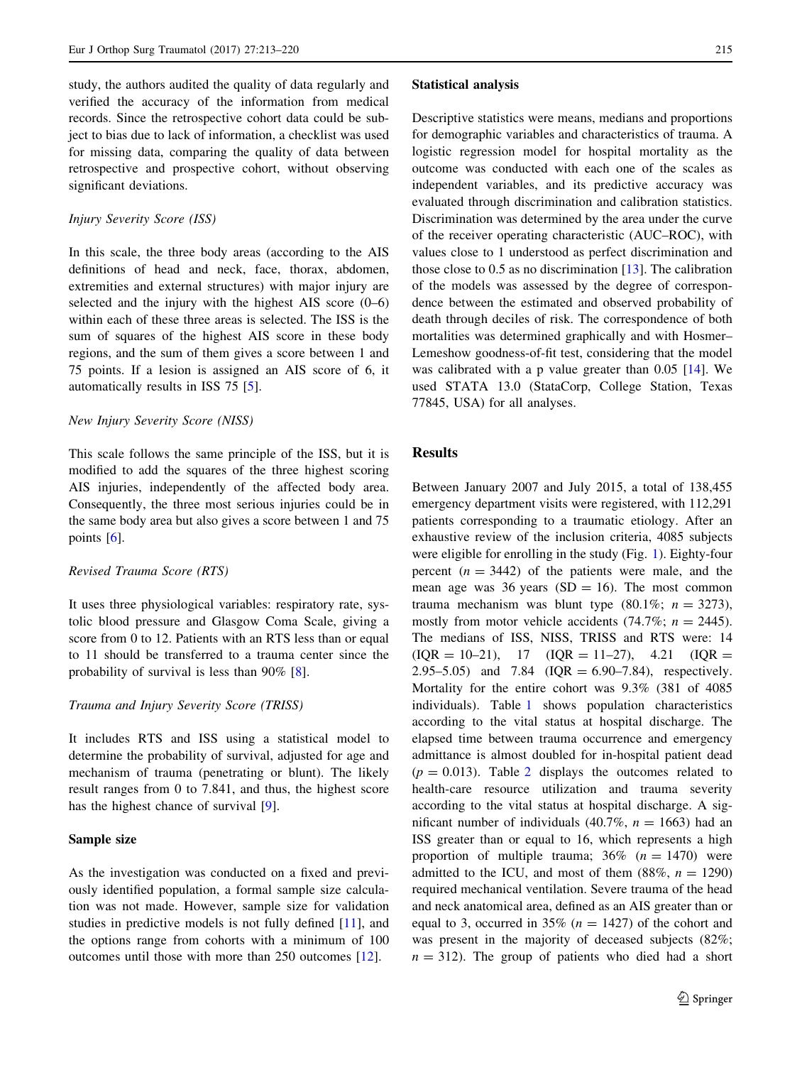study, the authors audited the quality of data regularly and verified the accuracy of the information from medical records. Since the retrospective cohort data could be subject to bias due to lack of information, a checklist was used for missing data, comparing the quality of data between retrospective and prospective cohort, without observing significant deviations.

*Injury Severity Score (ISS)*

In this scale, the three body areas (according to the AIS definitions of head and neck, face, thorax, abdomen, extremities and external structures) with major injury are selected and the injury with the highest AIS score (0–6) within each of these three areas is selected. The ISS is the sum of squares of the highest AIS score in these body regions, and the sum of them gives a score between 1 and 75 points. If a lesion is assigned an AIS score of 6, it automatically results in ISS 75 [5].

*New Injury Severity Score (NISS)*

This scale follows the same principle of the ISS, but it is modified to add the squares of the three highest scoring AIS injuries, independently of the affected body area. Consequently, the three most serious injuries could be in the same body area but also gives a score between 1 and 75 points [6].

*Revised Trauma Score (RTS)*

It uses three physiological variables: respiratory rate, systolic blood pressure and Glasgow Coma Scale, giving a score from 0 to 12. Patients with an RTS less than or equal to 11 should be transferred to a trauma center since the probability of survival is less than 90% [8].

*Trauma and Injury Severity Score (TRISS)*

It includes RTS and ISS using a statistical model to determine the probability of survival, adjusted for age and mechanism of trauma (penetrating or blunt). The likely result ranges from 0 to 7.841, and thus, the highest score has the highest chance of survival [9].

### Sample size

As the investigation was conducted on a fixed and previously identified population, a formal sample size calculation was not made. However, sample size for validation studies in predictive models is not fully defined [11], and the options range from cohorts with a minimum of 100 outcomes until those with more than 250 outcomes [12].

### Statistical analysis

Descriptive statistics were means, medians and proportions for demographic variables and characteristics of trauma. A logistic regression model for hospital mortality as the outcome was conducted with each one of the scales as independent variables, and its predictive accuracy was evaluated through discrimination and calibration statistics. Discrimination was determined by the area under the curve of the receiver operating characteristic (AUC–ROC), with values close to 1 understood as perfect discrimination and those close to 0.5 as no discrimination [13]. The calibration of the models was assessed by the degree of correspondence between the estimated and observed probability of death through deciles of risk. The correspondence of both mortalities was determined graphically and with Hosmer–Lemeshow goodness-of-fit test, considering that the model was calibrated with a p value greater than 0.05 [14]. We used STATA 13.0 (StataCorp, College Station, Texas 77845, USA) for all analyses.

## Results

Between January 2007 and July 2015, a total of 138,455 emergency department visits were registered, with 112,291 patients corresponding to a traumatic etiology. After an exhaustive review of the inclusion criteria, 4085 subjects were eligible for enrolling in the study (Fig. 1). Eighty-four percent ($n = 3442$) of the patients were male, and the mean age was 36 years (SD = 16). The most common trauma mechanism was blunt type (80.1%; $n = 3273$), mostly from motor vehicle accidents (74.7%; $n = 2445$). The medians of ISS, NISS, TRISS and RTS were: 14 (IQR = 10–21), 17 (IQR = 11–27), 4.21 (IQR = 2.95–5.05) and 7.84 (IQR = 6.90–7.84), respectively. Mortality for the entire cohort was 9.3% (381 of 4085 individuals). Table 1 shows population characteristics according to the vital status at hospital discharge. The elapsed time between trauma occurrence and emergency admittance is almost doubled for in-hospital patient dead ($p = 0.013$). Table 2 displays the outcomes related to health-care resource utilization and trauma severity according to the vital status at hospital discharge. A significant number of individuals (40.7%, $n = 1663$) had an ISS greater than or equal to 16, which represents a high proportion of multiple trauma; 36% ($n = 1470$) were admitted to the ICU, and most of them (88%, $n = 1290$) required mechanical ventilation. Severe trauma of the head and neck anatomical area, defined as an AIS greater than or equal to 3, occurred in 35% ($n = 1427$) of the cohort and was present in the majority of deceased subjects (82%; $n = 312$). The group of patients who died had a short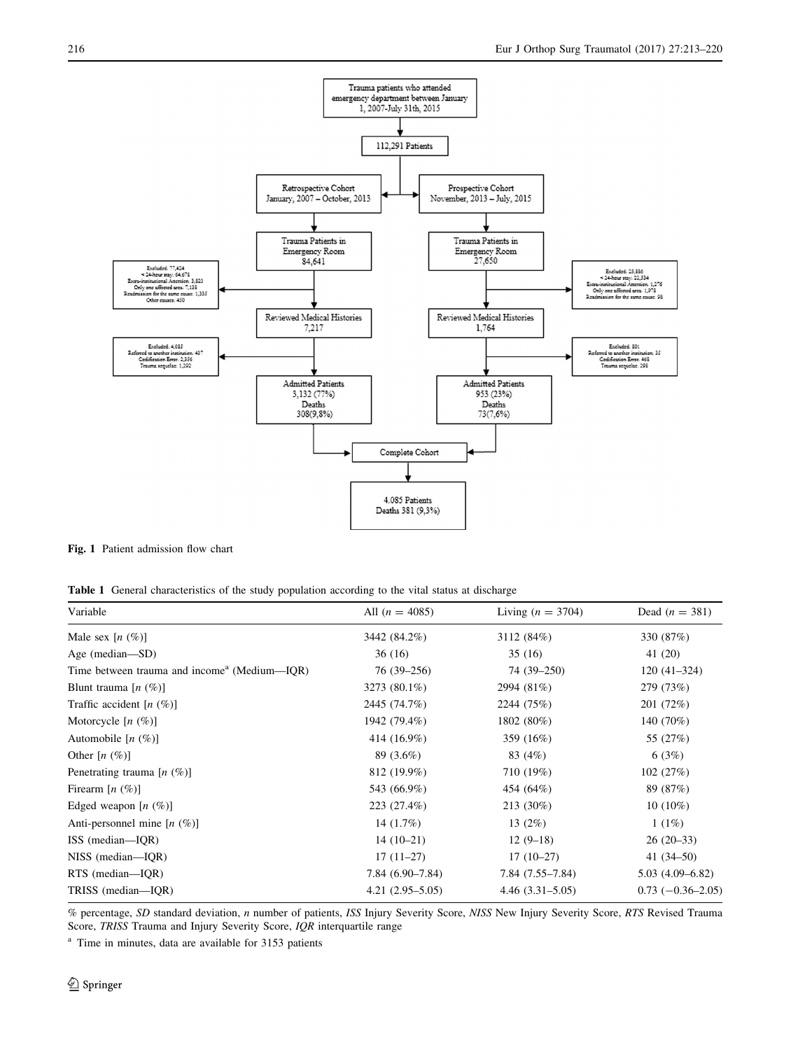Trauma patients who attended emergency department between January 1, 2007–July 31th, 2015

112,291 Patients

Retrospective Cohort January, 2007 – October, 2013

Prospective Cohort November, 2013 – July, 2015

Trauma Patients in Emergency Room 84,641

Trauma Patients in Emergency Room 27,650

Excluded: 77,424
< 24-hour stay: 64,678
Extra-institutional Attention: 3,823
Only one affected area: 7,138
Readmission for the same cause: 1,335
Other causes: 450

Excluded: 25,886
< 24-hour stay: 22,534
Extra-institutional Attention: 1,276
Only one affected area: 1,978
Readmission for the same cause: 98

Reviewed Medical Histories 7,217

Reviewed Medical Histories 1,764

Excluded: 4,085
Referred to another institution: 437
Codification Error: 2,356
Trauma sequelae: 1,292

Excluded: 801
Referred to another institution: 35
Codification Error: 468
Trauma sequelae: 298

Admitted Patients 3,132 (77%) Deaths 308(9,8%)

Admitted Patients 953 (23%) Deaths 73(7,6%)

Complete Cohort

4.085 Patients Deaths 381 (9,3%)

**Fig. 1** Patient admission flow chart

**Table 1** General characteristics of the study population according to the vital status at discharge

| Variable | All ($n = 4085$) | Living ($n = 3704$) | Dead ($n = 381$) |
|---|---|---|---|
| Male sex [*n* (%)] | 3442 (84.2%) | 3112 (84%) | 330 (87%) |
| Age (median—SD) | 36 (16) | 35 (16) | 41 (20) |
| Time between trauma and income[a] (Medium—IQR) | 76 (39–256) | 74 (39–250) | 120 (41–324) |
| Blunt trauma [*n* (%)] | 3273 (80.1%) | 2994 (81%) | 279 (73%) |
| Traffic accident [*n* (%)] | 2445 (74.7%) | 2244 (75%) | 201 (72%) |
| Motorcycle [*n* (%)] | 1942 (79.4%) | 1802 (80%) | 140 (70%) |
| Automobile [*n* (%)] | 414 (16.9%) | 359 (16%) | 55 (27%) |
| Other [*n* (%)] | 89 (3.6%) | 83 (4%) | 6 (3%) |
| Penetrating trauma [*n* (%)] | 812 (19.9%) | 710 (19%) | 102 (27%) |
| Firearm [*n* (%)] | 543 (66.9%) | 454 (64%) | 89 (87%) |
| Edged weapon [*n* (%)] | 223 (27.4%) | 213 (30%) | 10 (10%) |
| Anti-personnel mine [*n* (%)] | 14 (1.7%) | 13 (2%) | 1 (1%) |
| ISS (median—IQR) | 14 (10–21) | 12 (9–18) | 26 (20–33) |
| NISS (median—IQR) | 17 (11–27) | 17 (10–27) | 41 (34–50) |
| RTS (median—IQR) | 7.84 (6.90–7.84) | 7.84 (7.55–7.84) | 5.03 (4.09–6.82) |
| TRISS (median—IQR) | 4.21 (2.95–5.05) | 4.46 (3.31–5.05) | 0.73 (−0.36–2.05) |

% percentage, *SD* standard deviation, *n* number of patients, *ISS* Injury Severity Score, *NISS* New Injury Severity Score, *RTS* Revised Trauma Score, *TRISS* Trauma and Injury Severity Score, *IQR* interquartile range

[a] Time in minutes, data are available for 3153 patients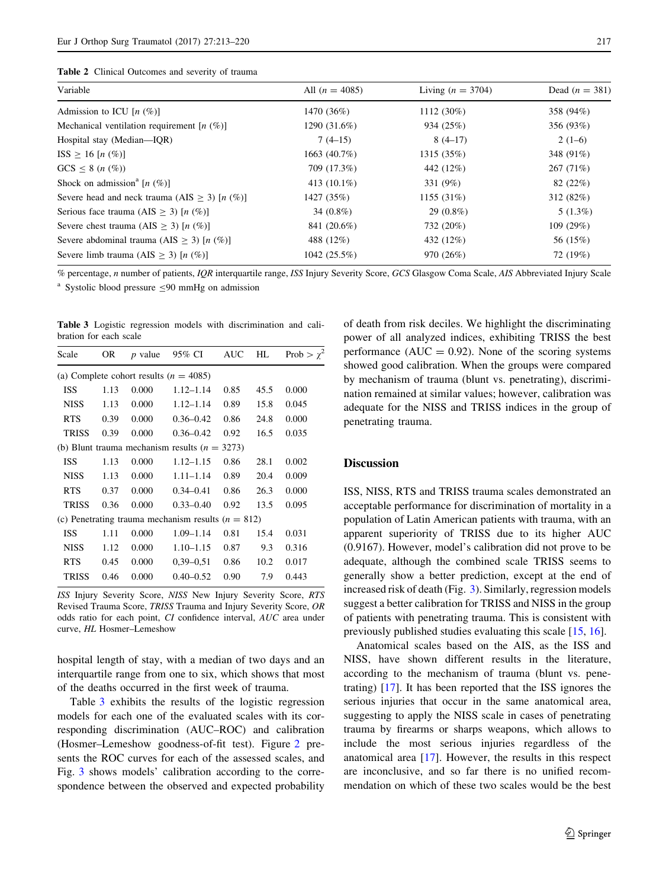Table 2 Clinical Outcomes and severity of trauma

| Variable | All ($n = 4085$) | Living ($n = 3704$) | Dead ($n = 381$) |
|---|---|---|---|
| Admission to ICU [$n$ (%)] | 1470 (36%) | 1112 (30%) | 358 (94%) |
| Mechanical ventilation requirement [$n$ (%)] | 1290 (31.6%) | 934 (25%) | 356 (93%) |
| Hospital stay (Median—IQR) | 7 (4–15) | 8 (4–17) | 2 (1–6) |
| ISS $\geq$ 16 [$n$ (%)] | 1663 (40.7%) | 1315 (35%) | 348 (91%) |
| GCS $\leq$ 8 ($n$ (%)) | 709 (17.3%) | 442 (12%) | 267 (71%) |
| Shock on admission[a] [$n$ (%)] | 413 (10.1%) | 331 (9%) | 82 (22%) |
| Severe head and neck trauma (AIS $\geq$ 3) [$n$ (%)] | 1427 (35%) | 1155 (31%) | 312 (82%) |
| Serious face trauma (AIS $\geq$ 3) [$n$ (%)] | 34 (0.8%) | 29 (0.8%) | 5 (1.3%) |
| Severe chest trauma (AIS $\geq$ 3) [$n$ (%)] | 841 (20.6%) | 732 (20%) | 109 (29%) |
| Severe abdominal trauma (AIS $\geq$ 3) [$n$ (%)] | 488 (12%) | 432 (12%) | 56 (15%) |
| Severe limb trauma (AIS $\geq$ 3) [$n$ (%)] | 1042 (25.5%) | 970 (26%) | 72 (19%) |

% percentage, *n* number of patients, *IQR* interquartile range, *ISS* Injury Severity Score, *GCS* Glasgow Coma Scale, *AIS* Abbreviated Injury Scale

[a] Systolic blood pressure $\leq$90 mmHg on admission

Table 3 Logistic regression models with discrimination and calibration for each scale

| Scale | OR | $p$ value | 95% CI | AUC | HL | Prob > $\chi^2$ |
|---|---|---|---|---|---|---|
| (a) Complete cohort results ($n = 4085$) | | | | | | |
| ISS | 1.13 | 0.000 | 1.12–1.14 | 0.85 | 45.5 | 0.000 |
| NISS | 1.13 | 0.000 | 1.12–1.14 | 0.89 | 15.8 | 0.045 |
| RTS | 0.39 | 0.000 | 0.36–0.42 | 0.86 | 24.8 | 0.000 |
| TRISS | 0.39 | 0.000 | 0.36–0.42 | 0.92 | 16.5 | 0.035 |
| (b) Blunt trauma mechanism results ($n = 3273$) | | | | | | |
| ISS | 1.13 | 0.000 | 1.12–1.15 | 0.86 | 28.1 | 0.002 |
| NISS | 1.13 | 0.000 | 1.11–1.14 | 0.89 | 20.4 | 0.009 |
| RTS | 0.37 | 0.000 | 0.34–0.41 | 0.86 | 26.3 | 0.000 |
| TRISS | 0.36 | 0.000 | 0.33–0.40 | 0.92 | 13.5 | 0.095 |
| (c) Penetrating trauma mechanism results ($n = 812$) | | | | | | |
| ISS | 1.11 | 0.000 | 1.09–1.14 | 0.81 | 15.4 | 0.031 |
| NISS | 1.12 | 0.000 | 1.10–1.15 | 0.87 | 9.3 | 0.316 |
| RTS | 0.45 | 0.000 | 0,39–0,51 | 0.86 | 10.2 | 0.017 |
| TRISS | 0.46 | 0.000 | 0.40–0.52 | 0.90 | 7.9 | 0.443 |

*ISS* Injury Severity Score, *NISS* New Injury Severity Score, *RTS* Revised Trauma Score, *TRISS* Trauma and Injury Severity Score, *OR* odds ratio for each point, *CI* confidence interval, *AUC* area under curve, *HL* Hosmer–Lemeshow

hospital length of stay, with a median of two days and an interquartile range from one to six, which shows that most of the deaths occurred in the first week of trauma.

Table 3 exhibits the results of the logistic regression models for each one of the evaluated scales with its corresponding discrimination (AUC–ROC) and calibration (Hosmer–Lemeshow goodness-of-fit test). Figure 2 presents the ROC curves for each of the assessed scales, and Fig. 3 shows models' calibration according to the correspondence between the observed and expected probability of death from risk deciles. We highlight the discriminating power of all analyzed indices, exhibiting TRISS the best performance (AUC = 0.92). None of the scoring systems showed good calibration. When the groups were compared by mechanism of trauma (blunt vs. penetrating), discrimination remained at similar values; however, calibration was adequate for the NISS and TRISS indices in the group of penetrating trauma.

## Discussion

ISS, NISS, RTS and TRISS trauma scales demonstrated an acceptable performance for discrimination of mortality in a population of Latin American patients with trauma, with an apparent superiority of TRISS due to its higher AUC (0.9167). However, model's calibration did not prove to be adequate, although the combined scale TRISS seems to generally show a better prediction, except at the end of increased risk of death (Fig. 3). Similarly, regression models suggest a better calibration for TRISS and NISS in the group of patients with penetrating trauma. This is consistent with previously published studies evaluating this scale [15, 16].

Anatomical scales based on the AIS, as the ISS and NISS, have shown different results in the literature, according to the mechanism of trauma (blunt vs. penetrating) [17]. It has been reported that the ISS ignores the serious injuries that occur in the same anatomical area, suggesting to apply the NISS scale in cases of penetrating trauma by firearms or sharps weapons, which allows to include the most serious injuries regardless of the anatomical area [17]. However, the results in this respect are inconclusive, and so far there is no unified recommendation on which of these two scales would be the best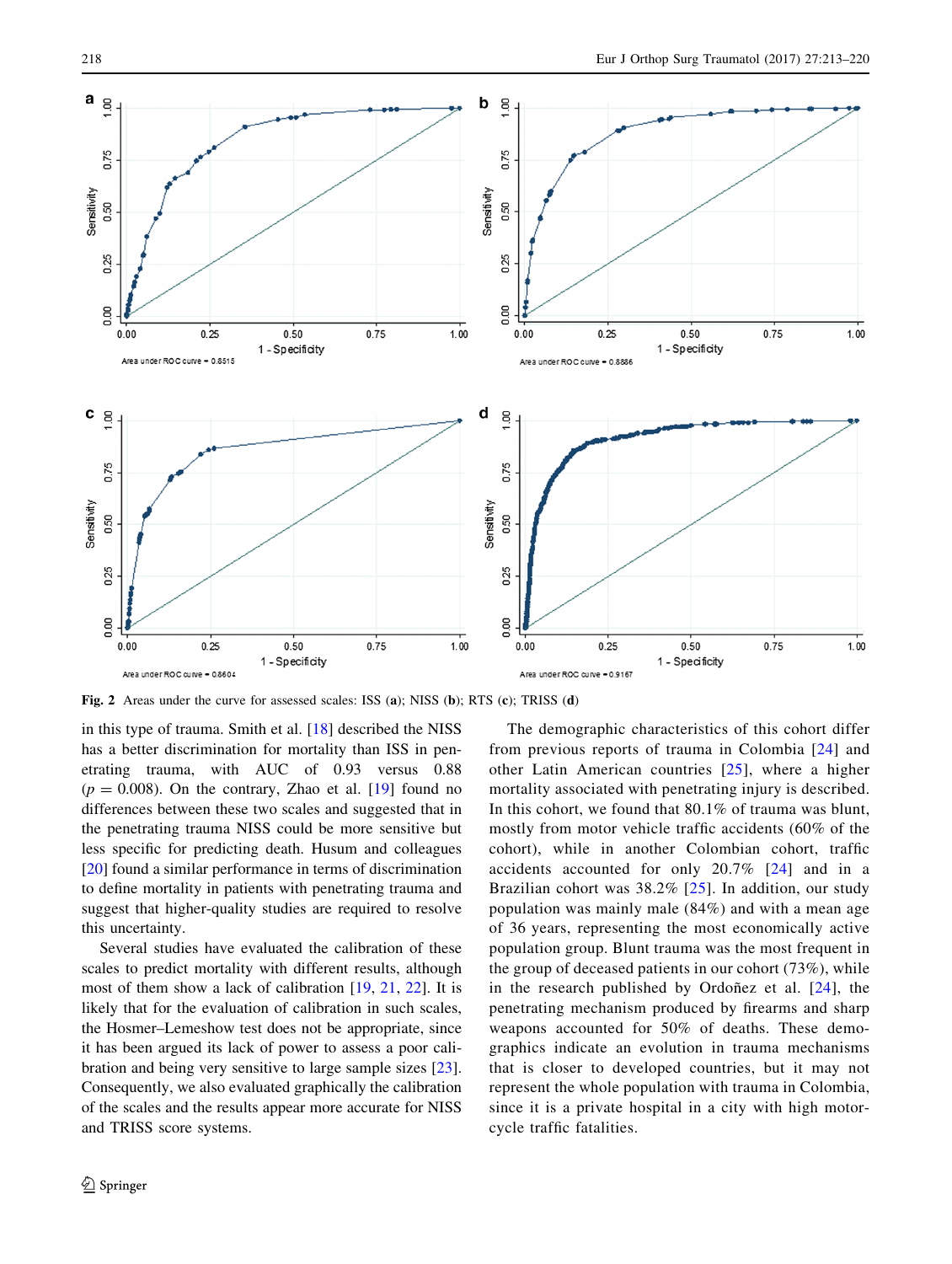**Fig. 2** Areas under the curve for assessed scales: ISS (**a**); NISS (**b**); RTS (**c**); TRISS (**d**)

in this type of trauma. Smith et al. [18] described the NISS has a better discrimination for mortality than ISS in penetrating trauma, with AUC of 0.93 versus 0.88 ($p = 0.008$). On the contrary, Zhao et al. [19] found no differences between these two scales and suggested that in the penetrating trauma NISS could be more sensitive but less specific for predicting death. Husum and colleagues [20] found a similar performance in terms of discrimination to define mortality in patients with penetrating trauma and suggest that higher-quality studies are required to resolve this uncertainty.

Several studies have evaluated the calibration of these scales to predict mortality with different results, although most of them show a lack of calibration [19, 21, 22]. It is likely that for the evaluation of calibration in such scales, the Hosmer–Lemeshow test does not be appropriate, since it has been argued its lack of power to assess a poor calibration and being very sensitive to large sample sizes [23]. Consequently, we also evaluated graphically the calibration of the scales and the results appear more accurate for NISS and TRISS score systems.

The demographic characteristics of this cohort differ from previous reports of trauma in Colombia [24] and other Latin American countries [25], where a higher mortality associated with penetrating injury is described. In this cohort, we found that 80.1% of trauma was blunt, mostly from motor vehicle traffic accidents (60% of the cohort), while in another Colombian cohort, traffic accidents accounted for only 20.7% [24] and in a Brazilian cohort was 38.2% [25]. In addition, our study population was mainly male (84%) and with a mean age of 36 years, representing the most economically active population group. Blunt trauma was the most frequent in the group of deceased patients in our cohort (73%), while in the research published by Ordoñez et al. [24], the penetrating mechanism produced by firearms and sharp weapons accounted for 50% of deaths. These demographics indicate an evolution in trauma mechanisms that is closer to developed countries, but it may not represent the whole population with trauma in Colombia, since it is a private hospital in a city with high motorcycle traffic fatalities.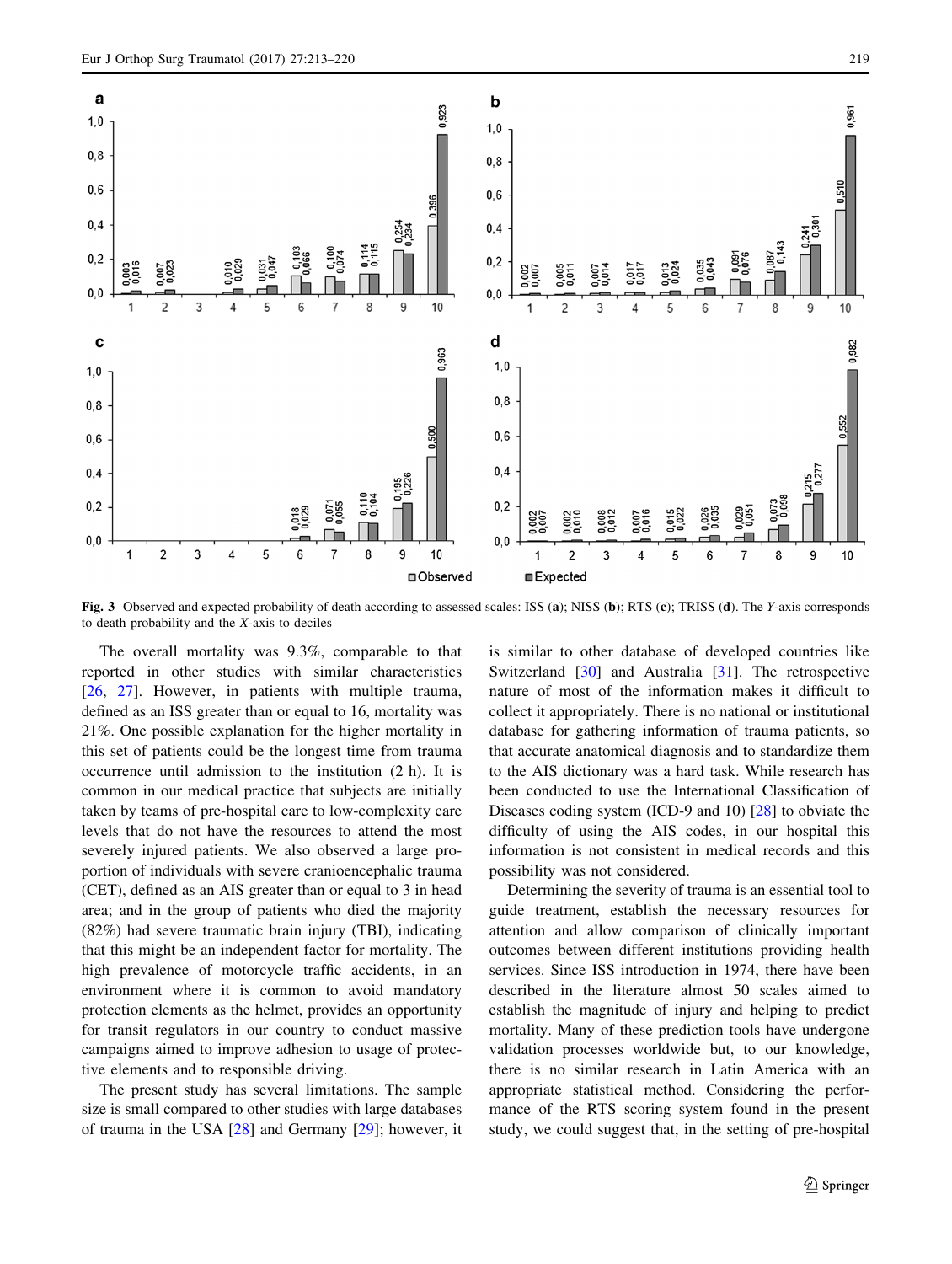Fig. 3 Observed and expected probability of death according to assessed scales: ISS (a); NISS (b); RTS (c); TRISS (d). The Y-axis corresponds to death probability and the X-axis to deciles

The overall mortality was 9.3%, comparable to that reported in other studies with similar characteristics [26, 27]. However, in patients with multiple trauma, defined as an ISS greater than or equal to 16, mortality was 21%. One possible explanation for the higher mortality in this set of patients could be the longest time from trauma occurrence until admission to the institution (2 h). It is common in our medical practice that subjects are initially taken by teams of pre-hospital care to low-complexity care levels that do not have the resources to attend the most severely injured patients. We also observed a large proportion of individuals with severe cranioencephalic trauma (CET), defined as an AIS greater than or equal to 3 in head area; and in the group of patients who died the majority (82%) had severe traumatic brain injury (TBI), indicating that this might be an independent factor for mortality. The high prevalence of motorcycle traffic accidents, in an environment where it is common to avoid mandatory protection elements as the helmet, provides an opportunity for transit regulators in our country to conduct massive campaigns aimed to improve adhesion to usage of protective elements and to responsible driving.

The present study has several limitations. The sample size is small compared to other studies with large databases of trauma in the USA [28] and Germany [29]; however, it is similar to other database of developed countries like Switzerland [30] and Australia [31]. The retrospective nature of most of the information makes it difficult to collect it appropriately. There is no national or institutional database for gathering information of trauma patients, so that accurate anatomical diagnosis and to standardize them to the AIS dictionary was a hard task. While research has been conducted to use the International Classification of Diseases coding system (ICD-9 and 10) [28] to obviate the difficulty of using the AIS codes, in our hospital this information is not consistent in medical records and this possibility was not considered.

Determining the severity of trauma is an essential tool to guide treatment, establish the necessary resources for attention and allow comparison of clinically important outcomes between different institutions providing health services. Since ISS introduction in 1974, there have been described in the literature almost 50 scales aimed to establish the magnitude of injury and helping to predict mortality. Many of these prediction tools have undergone validation processes worldwide but, to our knowledge, there is no similar research in Latin America with an appropriate statistical method. Considering the performance of the RTS scoring system found in the present study, we could suggest that, in the setting of pre-hospital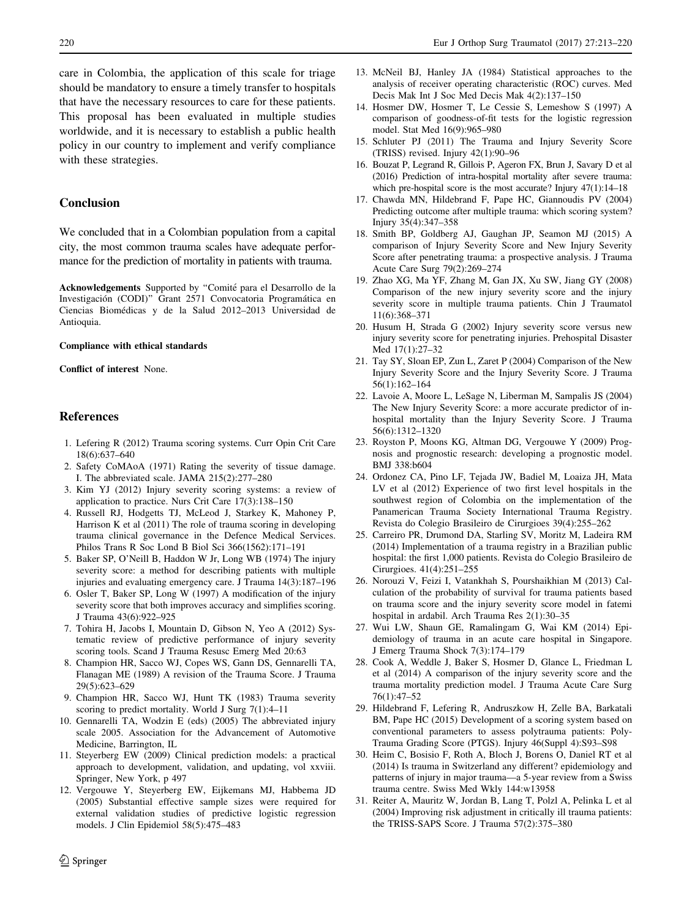care in Colombia, the application of this scale for triage should be mandatory to ensure a timely transfer to hospitals that have the necessary resources to care for these patients. This proposal has been evaluated in multiple studies worldwide, and it is necessary to establish a public health policy in our country to implement and verify compliance with these strategies.

## Conclusion

We concluded that in a Colombian population from a capital city, the most common trauma scales have adequate performance for the prediction of mortality in patients with trauma.

**Acknowledgements** Supported by "Comité para el Desarrollo de la Investigación (CODI)" Grant 2571 Convocatoria Programática en Ciencias Biomédicas y de la Salud 2012–2013 Universidad de Antioquia.

**Compliance with ethical standards**

**Conflict of interest** None.

## References

1. Lefering R (2012) Trauma scoring systems. Curr Opin Crit Care 18(6):637–640
2. Safety CoMAoA (1971) Rating the severity of tissue damage. I. The abbreviated scale. JAMA 215(2):277–280
3. Kim YJ (2012) Injury severity scoring systems: a review of application to practice. Nurs Crit Care 17(3):138–150
4. Russell RJ, Hodgetts TJ, McLeod J, Starkey K, Mahoney P, Harrison K et al (2011) The role of trauma scoring in developing trauma clinical governance in the Defence Medical Services. Philos Trans R Soc Lond B Biol Sci 366(1562):171–191
5. Baker SP, O'Neill B, Haddon W Jr, Long WB (1974) The injury severity score: a method for describing patients with multiple injuries and evaluating emergency care. J Trauma 14(3):187–196
6. Osler T, Baker SP, Long W (1997) A modification of the injury severity score that both improves accuracy and simplifies scoring. J Trauma 43(6):922–925
7. Tohira H, Jacobs I, Mountain D, Gibson N, Yeo A (2012) Systematic review of predictive performance of injury severity scoring tools. Scand J Trauma Resusc Emerg Med 20:63
8. Champion HR, Sacco WJ, Copes WS, Gann DS, Gennarelli TA, Flanagan ME (1989) A revision of the Trauma Score. J Trauma 29(5):623–629
9. Champion HR, Sacco WJ, Hunt TK (1983) Trauma severity scoring to predict mortality. World J Surg 7(1):4–11
10. Gennarelli TA, Wodzin E (eds) (2005) The abbreviated injury scale 2005. Association for the Advancement of Automotive Medicine, Barrington, IL
11. Steyerberg EW (2009) Clinical prediction models: a practical approach to development, validation, and updating, vol xxviii. Springer, New York, p 497
12. Vergouwe Y, Steyerberg EW, Eijkemans MJ, Habbema JD (2005) Substantial effective sample sizes were required for external validation studies of predictive logistic regression models. J Clin Epidemiol 58(5):475–483
13. McNeil BJ, Hanley JA (1984) Statistical approaches to the analysis of receiver operating characteristic (ROC) curves. Med Decis Mak Int J Soc Med Decis Mak 4(2):137–150
14. Hosmer DW, Hosmer T, Le Cessie S, Lemeshow S (1997) A comparison of goodness-of-fit tests for the logistic regression model. Stat Med 16(9):965–980
15. Schluter PJ (2011) The Trauma and Injury Severity Score (TRISS) revised. Injury 42(1):90–96
16. Bouzat P, Legrand R, Gillois P, Ageron FX, Brun J, Savary D et al (2016) Prediction of intra-hospital mortality after severe trauma: which pre-hospital score is the most accurate? Injury 47(1):14–18
17. Chawda MN, Hildebrand F, Pape HC, Giannoudis PV (2004) Predicting outcome after multiple trauma: which scoring system? Injury 35(4):347–358
18. Smith BP, Goldberg AJ, Gaughan JP, Seamon MJ (2015) A comparison of Injury Severity Score and New Injury Severity Score after penetrating trauma: a prospective analysis. J Trauma Acute Care Surg 79(2):269–274
19. Zhao XG, Ma YF, Zhang M, Gan JX, Xu SW, Jiang GY (2008) Comparison of the new injury severity score and the injury severity score in multiple trauma patients. Chin J Traumatol 11(6):368–371
20. Husum H, Strada G (2002) Injury severity score versus new injury severity score for penetrating injuries. Prehospital Disaster Med 17(1):27–32
21. Tay SY, Sloan EP, Zun L, Zaret P (2004) Comparison of the New Injury Severity Score and the Injury Severity Score. J Trauma 56(1):162–164
22. Lavoie A, Moore L, LeSage N, Liberman M, Sampalis JS (2004) The New Injury Severity Score: a more accurate predictor of in-hospital mortality than the Injury Severity Score. J Trauma 56(6):1312–1320
23. Royston P, Moons KG, Altman DG, Vergouwe Y (2009) Prognosis and prognostic research: developing a prognostic model. BMJ 338:b604
24. Ordonez CA, Pino LF, Tejada JW, Badiel M, Loaiza JH, Mata LV et al (2012) Experience of two first level hospitals in the southwest region of Colombia on the implementation of the Panamerican Trauma Society International Trauma Registry. Revista do Colegio Brasileiro de Cirurgioes 39(4):255–262
25. Carreiro PR, Drumond DA, Starling SV, Moritz M, Ladeira RM (2014) Implementation of a trauma registry in a Brazilian public hospital: the first 1,000 patients. Revista do Colegio Brasileiro de Cirurgioes. 41(4):251–255
26. Norouzi V, Feizi I, Vatankhah S, Pourshaikhian M (2013) Calculation of the probability of survival for trauma patients based on trauma score and the injury severity score model in fatemi hospital in ardabil. Arch Trauma Res 2(1):30–35
27. Wui LW, Shaun GE, Ramalingam G, Wai KM (2014) Epidemiology of trauma in an acute care hospital in Singapore. J Emerg Trauma Shock 7(3):174–179
28. Cook A, Weddle J, Baker S, Hosmer D, Glance L, Friedman L et al (2014) A comparison of the injury severity score and the trauma mortality prediction model. J Trauma Acute Care Surg 76(1):47–52
29. Hildebrand F, Lefering R, Andruszkow H, Zelle BA, Barkatali BM, Pape HC (2015) Development of a scoring system based on conventional parameters to assess polytrauma patients: PolyTrauma Grading Score (PTGS). Injury 46(Suppl 4):S93–S98
30. Heim C, Bosisio F, Roth A, Bloch J, Borens O, Daniel RT et al (2014) Is trauma in Switzerland any different? epidemiology and patterns of injury in major trauma—a 5-year review from a Swiss trauma centre. Swiss Med Wkly 144:w13958
31. Reiter A, Mauritz W, Jordan B, Lang T, Polzl A, Pelinka L et al (2004) Improving risk adjustment in critically ill trauma patients: the TRISS-SAPS Score. J Trauma 57(2):375–380